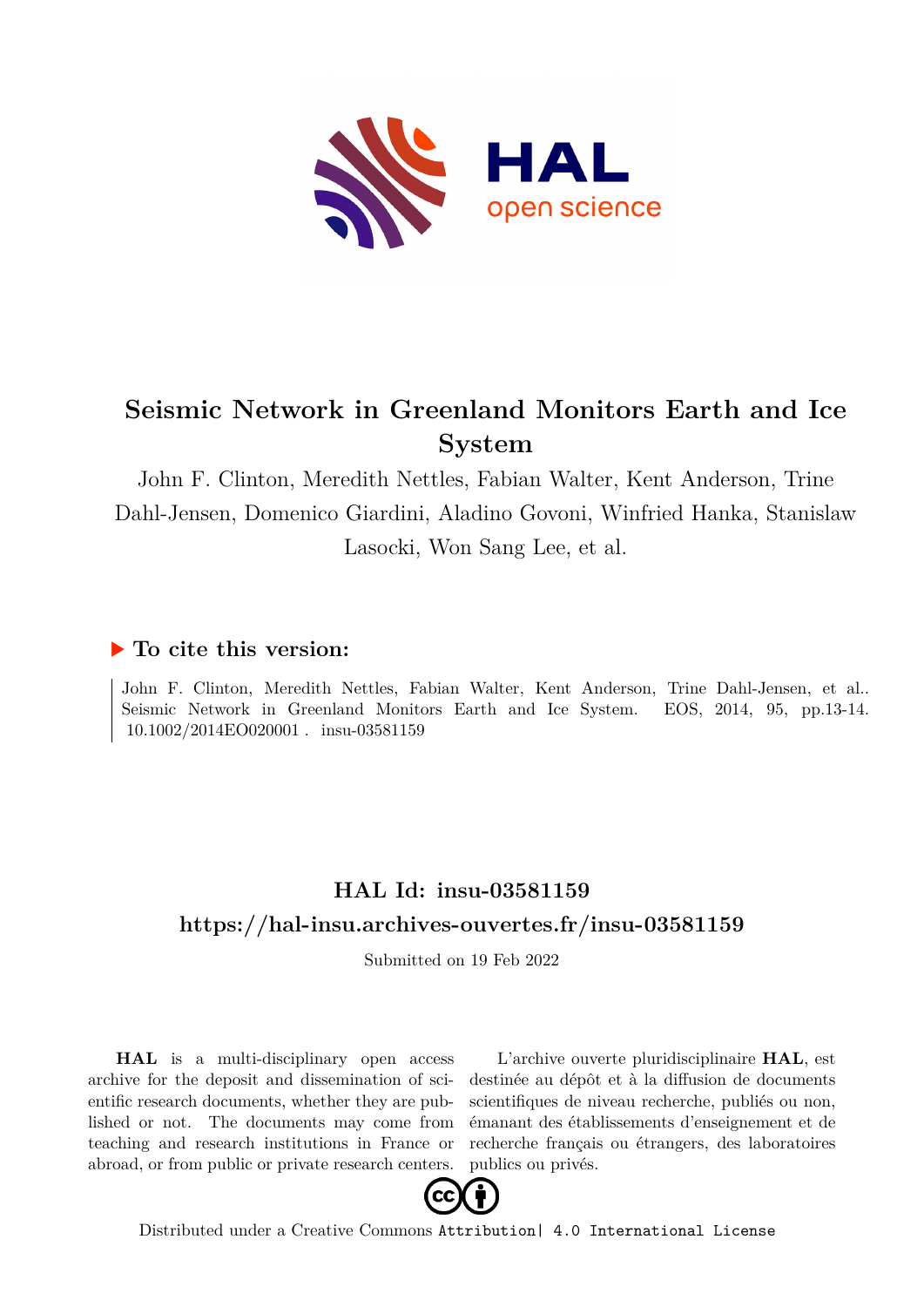# Seismic Network in Greenland Monitors Earth and Ice System

John F. Clinton, Meredith Nettles, Fabian Walter, Kent Anderson, Trine Dahl-Jensen, Domenico Giardini, Aladino Govoni, Winfried Hanka, Stanislaw Lasocki, Won Sang Lee, et al.

## To cite this version:

John F. Clinton, Meredith Nettles, Fabian Walter, Kent Anderson, Trine Dahl-Jensen, et al.. Seismic Network in Greenland Monitors Earth and Ice System. EOS, 2014, 95, pp.13-14. 10.1002/2014EO020001 . insu-03581159

## HAL Id: insu-03581159

## https://hal-insu.archives-ouvertes.fr/insu-03581159

Submitted on 19 Feb 2022

**HAL** is a multi-disciplinary open access archive for the deposit and dissemination of scientific research documents, whether they are published or not. The documents may come from teaching and research institutions in France or abroad, or from public or private research centers.

L'archive ouverte pluridisciplinaire **HAL**, est destinée au dépôt et à la diffusion de documents scientifiques de niveau recherche, publiés ou non, émanant des établissements d'enseignement et de recherche français ou étrangers, des laboratoires publics ou privés.

Distributed under a Creative Commons Attribution| 4.0 International License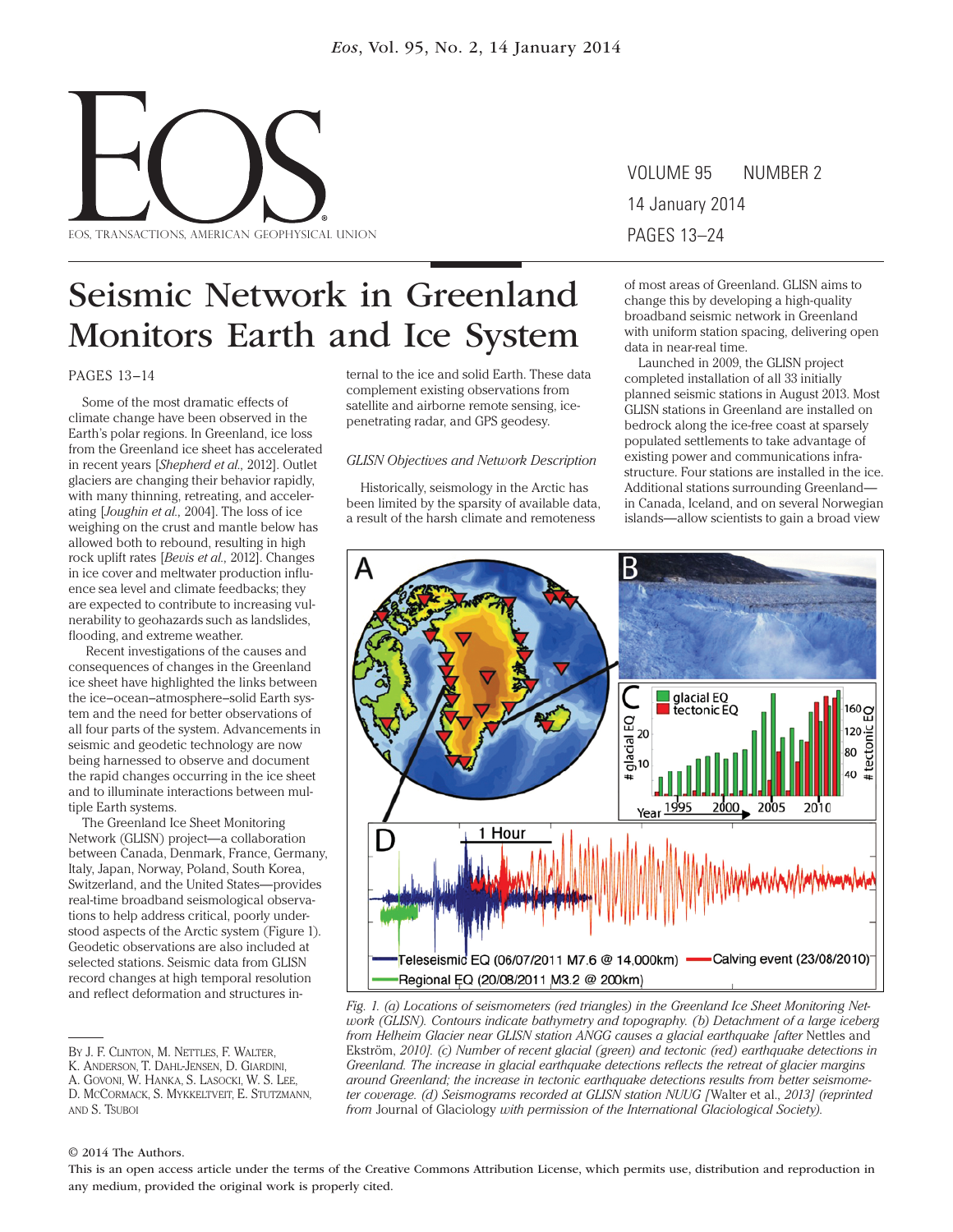# Seismic Network in Greenland Monitors Earth and Ice System

PAGES 13–14

Some of the most dramatic effects of climate change have been observed in the Earth's polar regions. In Greenland, ice loss from the Greenland ice sheet has accelerated in recent years [*Shepherd et al.*, 2012]. Outlet glaciers are changing their behavior rapidly, with many thinning, retreating, and accelerating [*Joughin et al.*, 2004]. The loss of ice weighing on the crust and mantle below has allowed both to rebound, resulting in high rock uplift rates [*Bevis et al.*, 2012]. Changes in ice cover and meltwater production influence sea level and climate feedbacks; they are expected to contribute to increasing vulnerability to geohazards such as landslides, flooding, and extreme weather.

Recent investigations of the causes and consequences of changes in the Greenland ice sheet have highlighted the links between the ice–ocean–atmosphere–solid Earth system and the need for better observations of all four parts of the system. Advancements in seismic and geodetic technology are now being harnessed to observe and document the rapid changes occurring in the ice sheet and to illuminate interactions between multiple Earth systems.

The Greenland Ice Sheet Monitoring Network (GLISN) project—a collaboration between Canada, Denmark, France, Germany, Italy, Japan, Norway, Poland, South Korea, Switzerland, and the United States—provides real-time broadband seismological observations to help address critical, poorly understood aspects of the Arctic system (Figure 1). Geodetic observations are also included at selected stations. Seismic data from GLISN record changes at high temporal resolution and reflect deformation and structures internal to the ice and solid Earth. These data complement existing observations from satellite and airborne remote sensing, ice-penetrating radar, and GPS geodesy.

## GLISN Objectives and Network Description

Historically, seismology in the Arctic has been limited by the sparsity of available data, a result of the harsh climate and remoteness of most areas of Greenland. GLISN aims to change this by developing a high-quality broadband seismic network in Greenland with uniform station spacing, delivering open data in near-real time.

Launched in 2009, the GLISN project completed installation of all 33 initially planned seismic stations in August 2013. Most GLISN stations in Greenland are installed on bedrock along the ice-free coast at sparsely populated settlements to take advantage of existing power and communications infrastructure. Four stations are installed in the ice. Additional stations surrounding Greenland—in Canada, Iceland, and on several Norwegian islands—allow scientists to gain a broad view

Fig. 1. (a) Locations of seismometers (red triangles) in the Greenland Ice Sheet Monitoring Network (GLISN). Contours indicate bathymetry and topography. (b) Detachment of a large iceberg from Helheim Glacier near GLISN station ANGG causes a glacial earthquake [after Nettles and Ekström, 2010]. (c) Number of recent glacial (green) and tectonic (red) earthquake detections in Greenland. The increase in glacial earthquake detections reflects the retreat of glacier margins around Greenland; the increase in tectonic earthquake detections results from better seismometer coverage. (d) Seismograms recorded at GLISN station NUUG [Walter et al., 2013] (reprinted from Journal of Glaciology with permission of the International Glaciological Society).

By J. F. Clinton, M. Nettles, F. Walter, K. Anderson, T. Dahl-Jensen, D. Giardini, A. Govoni, W. Hanka, S. Lasocki, W. S. Lee, D. McCormack, S. Mykkeltveit, E. Stutzmann, and S. Tsuboi

© 2014 The Authors.

This is an open access article under the terms of the Creative Commons Attribution License, which permits use, distribution and reproduction in any medium, provided the original work is properly cited.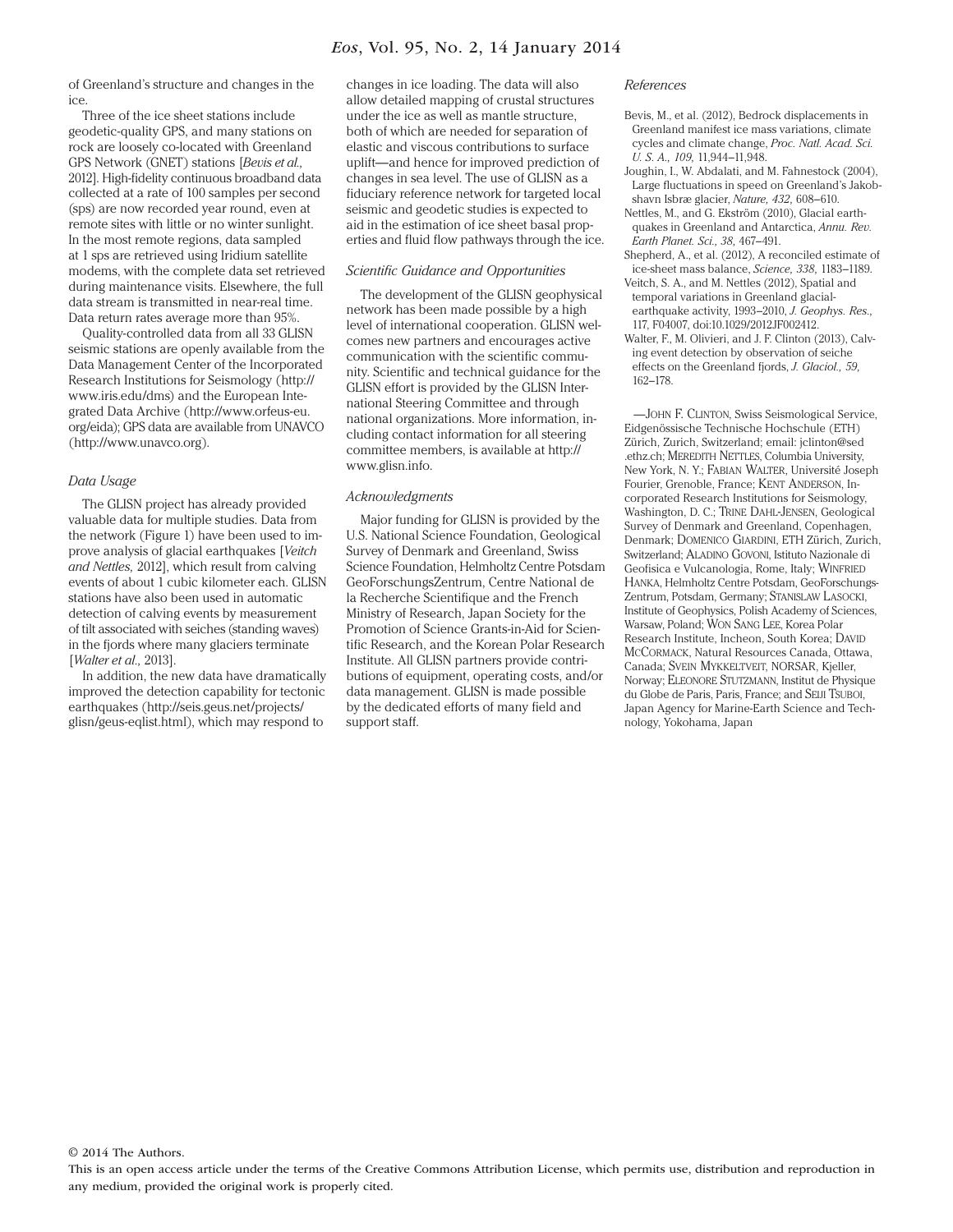of Greenland's structure and changes in the ice.

Three of the ice sheet stations include geodetic-quality GPS, and many stations on rock are loosely co-located with Greenland GPS Network (GNET) stations [*Bevis et al.*, 2012]. High-fidelity continuous broadband data collected at a rate of 100 samples per second (sps) are now recorded year round, even at remote sites with little or no winter sunlight. In the most remote regions, data sampled at 1 sps are retrieved using Iridium satellite modems, with the complete data set retrieved during maintenance visits. Elsewhere, the full data stream is transmitted in near-real time. Data return rates average more than 95%.

Quality-controlled data from all 33 GLISN seismic stations are openly available from the Data Management Center of the Incorporated Research Institutions for Seismology (http://www.iris.edu/dms) and the European Integrated Data Archive (http://www.orfeus-eu.org/eida); GPS data are available from UNAVCO (http://www.unavco.org).

### Data Usage

The GLISN project has already provided valuable data for multiple studies. Data from the network (Figure 1) have been used to improve analysis of glacial earthquakes [*Veitch and Nettles*, 2012], which result from calving events of about 1 cubic kilometer each. GLISN stations have also been used in automatic detection of calving events by measurement of tilt associated with seiches (standing waves) in the fjords where many glaciers terminate [*Walter et al.*, 2013].

In addition, the new data have dramatically improved the detection capability for tectonic earthquakes (http://seis.geus.net/projects/glisn/geus-eqlist.html), which may respond to changes in ice loading. The data will also allow detailed mapping of crustal structures under the ice as well as mantle structure, both of which are needed for separation of elastic and viscous contributions to surface uplift—and hence for improved prediction of changes in sea level. The use of GLISN as a fiduciary reference network for targeted local seismic and geodetic studies is expected to aid in the estimation of ice sheet basal properties and fluid flow pathways through the ice.

### Scientific Guidance and Opportunities

The development of the GLISN geophysical network has been made possible by a high level of international cooperation. GLISN welcomes new partners and encourages active communication with the scientific community. Scientific and technical guidance for the GLISN effort is provided by the GLISN International Steering Committee and through national organizations. More information, including contact information for all steering committee members, is available at http://www.glisn.info.

### Acknowledgments

Major funding for GLISN is provided by the U.S. National Science Foundation, Geological Survey of Denmark and Greenland, Swiss Science Foundation, Helmholtz Centre Potsdam GeoForschungsZentrum, Centre National de la Recherche Scientifique and the French Ministry of Research, Japan Society for the Promotion of Science Grants-in-Aid for Scientific Research, and the Korean Polar Research Institute. All GLISN partners provide contributions of equipment, operating costs, and/or data management. GLISN is made possible by the dedicated efforts of many field and support staff.

### References

Bevis, M., et al. (2012), Bedrock displacements in Greenland manifest ice mass variations, climate cycles and climate change, *Proc. Natl. Acad. Sci. U. S. A., 109,* 11,944–11,948.

Joughin, I., W. Abdalati, and M. Fahnestock (2004), Large fluctuations in speed on Greenland's Jakobshavn Isbræ glacier, *Nature, 432,* 608–610.

Nettles, M., and G. Ekström (2010), Glacial earthquakes in Greenland and Antarctica, *Annu. Rev. Earth Planet. Sci., 38,* 467–491.

Shepherd, A., et al. (2012), A reconciled estimate of ice-sheet mass balance, *Science, 338,* 1183–1189.

Veitch, S. A., and M. Nettles (2012), Spatial and temporal variations in Greenland glacial-earthquake activity, 1993–2010, *J. Geophys. Res.,* 117, F04007, doi:10.1029/2012JF002412.

Walter, F., M. Olivieri, and J. F. Clinton (2013), Calving event detection by observation of seiche effects on the Greenland fjords, *J. Glaciol., 59,* 162–178.

—John F. Clinton, Swiss Seismological Service, Eidgenössische Technische Hochschule (ETH) Zürich, Zurich, Switzerland; email: jclinton@sed.ethz.ch; Meredith Nettles, Columbia University, New York, N. Y.; Fabian Walter, Université Joseph Fourier, Grenoble, France; Kent Anderson, Incorporated Research Institutions for Seismology, Washington, D. C.; Trine Dahl-Jensen, Geological Survey of Denmark and Greenland, Copenhagen, Denmark; Domenico Giardini, ETH Zürich, Zurich, Switzerland; Aladino Govoni, Istituto Nazionale di Geofisica e Vulcanologia, Rome, Italy; Winfried Hanka, Helmholtz Centre Potsdam, GeoForschungsZentrum, Potsdam, Germany; Stanislaw Lasocki, Institute of Geophysics, Polish Academy of Sciences, Warsaw, Poland; Won Sang Lee, Korea Polar Research Institute, Incheon, South Korea; David McCormack, Natural Resources Canada, Ottawa, Canada; Svein Mykkeltveit, NORSAR, Kjeller, Norway; Eleonore Stutzmann, Institut de Physique du Globe de Paris, Paris, France; and Seiji Tsuboi, Japan Agency for Marine-Earth Science and Technology, Yokohama, Japan

© 2014 The Authors.
This is an open access article under the terms of the Creative Commons Attribution License, which permits use, distribution and reproduction in any medium, provided the original work is properly cited.